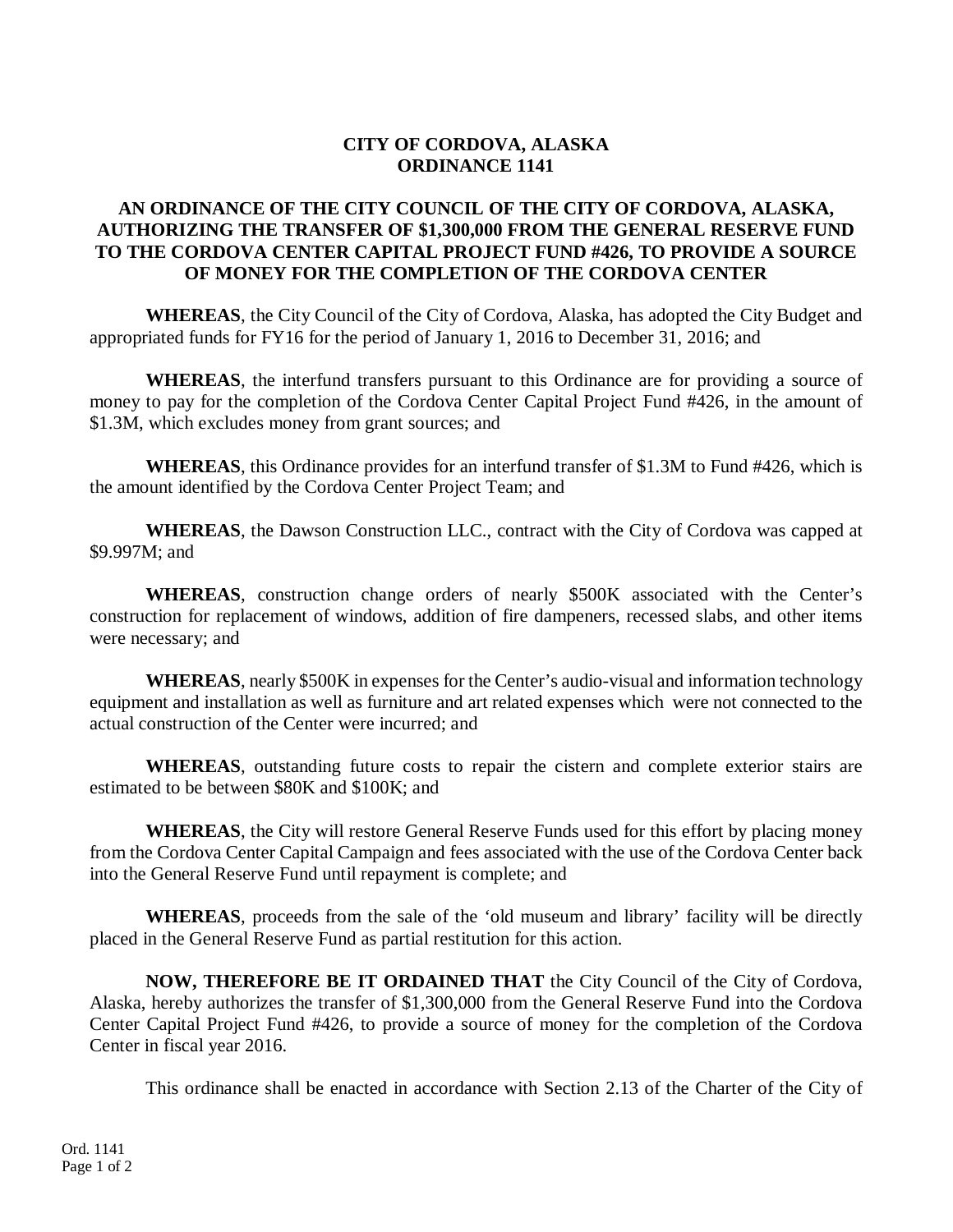# CITY OF CORDOVA, ALASKA
# ORDINANCE 1141

## AN ORDINANCE OF THE CITY COUNCIL OF THE CITY OF CORDOVA, ALASKA, AUTHORIZING THE TRANSFER OF $1,300,000 FROM THE GENERAL RESERVE FUND TO THE CORDOVA CENTER CAPITAL PROJECT FUND #426, TO PROVIDE A SOURCE OF MONEY FOR THE COMPLETION OF THE CORDOVA CENTER

**WHEREAS**, the City Council of the City of Cordova, Alaska, has adopted the City Budget and appropriated funds for FY16 for the period of January 1, 2016 to December 31, 2016; and

**WHEREAS**, the interfund transfers pursuant to this Ordinance are for providing a source of money to pay for the completion of the Cordova Center Capital Project Fund #426, in the amount of $1.3M, which excludes money from grant sources; and

**WHEREAS**, this Ordinance provides for an interfund transfer of $1.3M to Fund #426, which is the amount identified by the Cordova Center Project Team; and

**WHEREAS**, the Dawson Construction LLC., contract with the City of Cordova was capped at $9.997M; and

**WHEREAS**, construction change orders of nearly $500K associated with the Center's construction for replacement of windows, addition of fire dampeners, recessed slabs, and other items were necessary; and

**WHEREAS**, nearly $500K in expenses for the Center's audio-visual and information technology equipment and installation as well as furniture and art related expenses which were not connected to the actual construction of the Center were incurred; and

**WHEREAS**, outstanding future costs to repair the cistern and complete exterior stairs are estimated to be between $80K and $100K; and

**WHEREAS**, the City will restore General Reserve Funds used for this effort by placing money from the Cordova Center Capital Campaign and fees associated with the use of the Cordova Center back into the General Reserve Fund until repayment is complete; and

**WHEREAS**, proceeds from the sale of the 'old museum and library' facility will be directly placed in the General Reserve Fund as partial restitution for this action.

**NOW, THEREFORE BE IT ORDAINED THAT** the City Council of the City of Cordova, Alaska, hereby authorizes the transfer of $1,300,000 from the General Reserve Fund into the Cordova Center Capital Project Fund #426, to provide a source of money for the completion of the Cordova Center in fiscal year 2016.

This ordinance shall be enacted in accordance with Section 2.13 of the Charter of the City of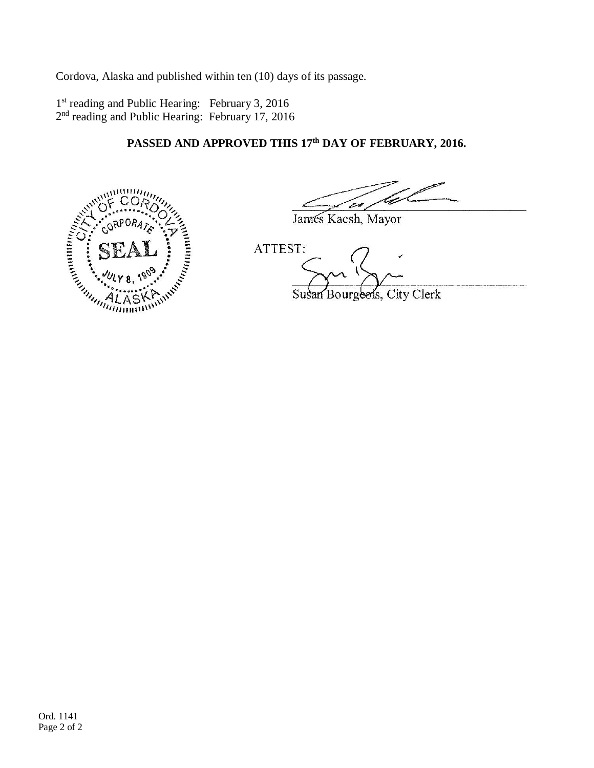Cordova, Alaska and published within ten (10) days of its passage.

1st reading and Public Hearing: February 3, 2016
2nd reading and Public Hearing: February 17, 2016

**PASSED AND APPROVED THIS 17th DAY OF FEBRUARY, 2016.**

CITY OF CORDOVA
CORPORATE
SEAL
JULY 8, 1909
ALASKA

James Kacsh, Mayor

ATTEST:

Susan Bourgeois, City Clerk

Ord. 1141